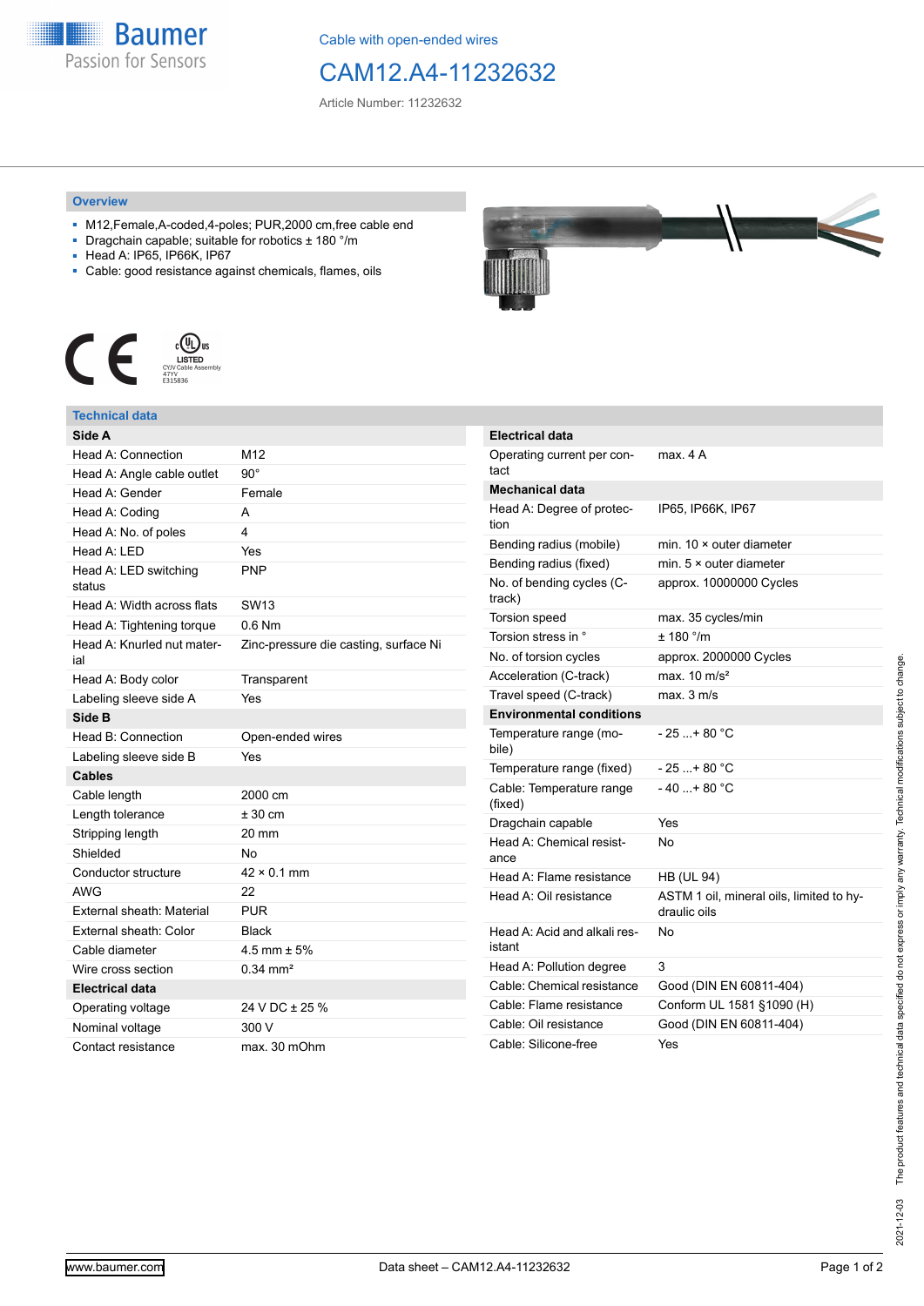Cable with open-ended wires

# CAM12.A4-11232632

Article Number: 11232632

## Overview

- M12,Female,A-coded,4-poles; PUR,2000 cm,free cable end
- Dragchain capable; suitable for robotics ± 180 °/m
- Head A: IP65, IP66K, IP67
- Cable: good resistance against chemicals, flames, oils

## Technical data

| **Side A** | |
|---|---|
| Head A: Connection | M12 |
| Head A: Angle cable outlet | 90° |
| Head A: Gender | Female |
| Head A: Coding | A |
| Head A: No. of poles | 4 |
| Head A: LED | Yes |
| Head A: LED switching status | PNP |
| Head A: Width across flats | SW13 |
| Head A: Tightening torque | 0.6 Nm |
| Head A: Knurled nut material | Zinc-pressure die casting, surface Ni |
| Head A: Body color | Transparent |
| Labeling sleeve side A | Yes |
| **Side B** | |
| Head B: Connection | Open-ended wires |
| Labeling sleeve side B | Yes |
| **Cables** | |
| Cable length | 2000 cm |
| Length tolerance | ± 30 cm |
| Stripping length | 20 mm |
| Shielded | No |
| Conductor structure | 42 × 0.1 mm |
| AWG | 22 |
| External sheath: Material | PUR |
| External sheath: Color | Black |
| Cable diameter | 4.5 mm ± 5% |
| Wire cross section | 0.34 mm² |
| **Electrical data** | |
| Operating voltage | 24 V DC ± 25 % |
| Nominal voltage | 300 V |
| Contact resistance | max. 30 mOhm |

| **Electrical data** | |
|---|---|
| Operating current per contact | max. 4 A |
| **Mechanical data** | |
| Head A: Degree of protection | IP65, IP66K, IP67 |
| Bending radius (mobile) | min. 10 × outer diameter |
| Bending radius (fixed) | min. 5 × outer diameter |
| No. of bending cycles (C-track) | approx. 10000000 Cycles |
| Torsion speed | max. 35 cycles/min |
| Torsion stress in ° | ± 180 °/m |
| No. of torsion cycles | approx. 2000000 Cycles |
| Acceleration (C-track) | max. 10 m/s² |
| Travel speed (C-track) | max. 3 m/s |
| **Environmental conditions** | |
| Temperature range (mobile) | - 25 ...+ 80 °C |
| Temperature range (fixed) | - 25 ...+ 80 °C |
| Cable: Temperature range (fixed) | - 40 ...+ 80 °C |
| Dragchain capable | Yes |
| Head A: Chemical resistance | No |
| Head A: Flame resistance | HB (UL 94) |
| Head A: Oil resistance | ASTM 1 oil, mineral oils, limited to hydraulic oils |
| Head A: Acid and alkali resistant | No |
| Head A: Pollution degree | 3 |
| Cable: Chemical resistance | Good (DIN EN 60811-404) |
| Cable: Flame resistance | Conform UL 1581 §1090 (H) |
| Cable: Oil resistance | Good (DIN EN 60811-404) |
| Cable: Silicone-free | Yes |

2021-12-03 The product features and technical data specified do not express or imply any warranty. Technical modifications subject to change.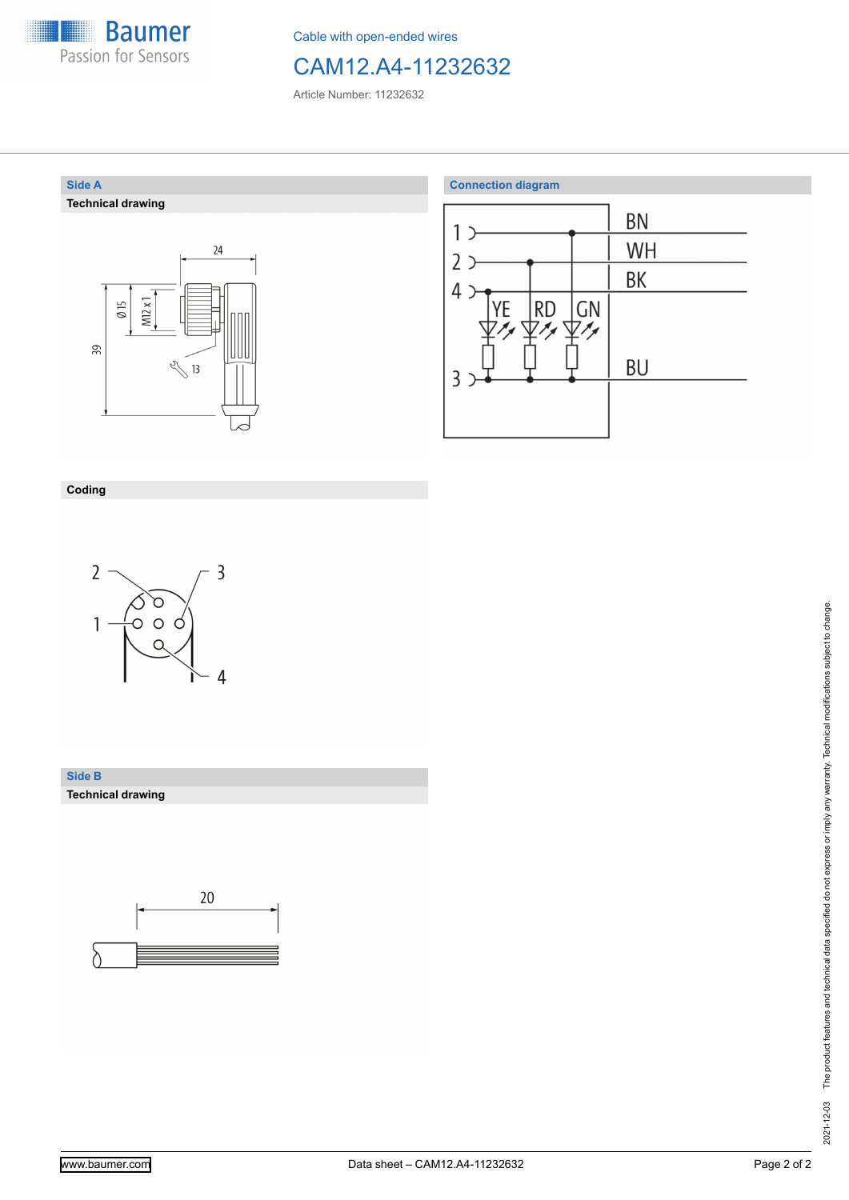Cable with open-ended wires

# CAM12.A4-11232632

Article Number: 11232632

## Side A

### Technical drawing

24

Ø15

M12 x 1

39

13

## Connection diagram

1 BN

2 WH

4 BK

YE RD GN

3 BU

### Coding

2 3

1

4

## Side B

### Technical drawing

20

2021-12-03 The product features and technical data specified do not express or imply any warranty. Technical modifications subject to change.

www.baumer.com Data sheet – CAM12.A4-11232632